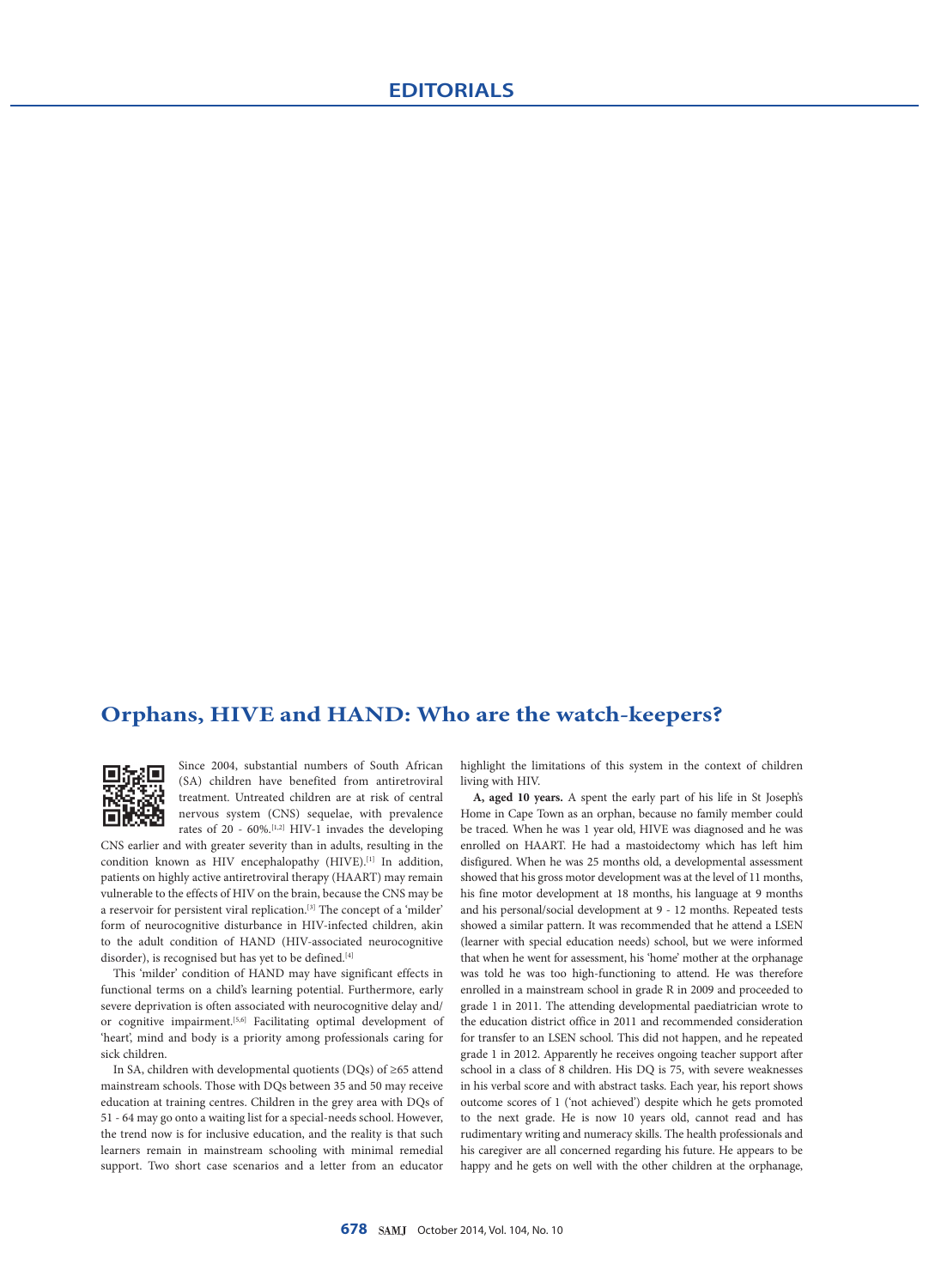# Orphans, HIVE and HAND: Who are the watch-keepers?

Since 2004, substantial numbers of South African (SA) children have benefited from antiretroviral treatment. Untreated children are at risk of central nervous system (CNS) sequelae, with prevalence rates of 20 - 60%.[1,2] HIV-1 invades the developing CNS earlier and with greater severity than in adults, resulting in the condition known as HIV encephalopathy (HIVE).[1] In addition, patients on highly active antiretroviral therapy (HAART) may remain vulnerable to the effects of HIV on the brain, because the CNS may be a reservoir for persistent viral replication.[3] The concept of a 'milder' form of neurocognitive disturbance in HIV-infected children, akin to the adult condition of HAND (HIV-associated neurocognitive disorder), is recognised but has yet to be defined.[4]

This 'milder' condition of HAND may have significant effects in functional terms on a child's learning potential. Furthermore, early severe deprivation is often associated with neurocognitive delay and/or cognitive impairment.[5,6] Facilitating optimal development of 'heart', mind and body is a priority among professionals caring for sick children.

In SA, children with developmental quotients (DQs) of ≥65 attend mainstream schools. Those with DQs between 35 and 50 may receive education at training centres. Children in the grey area with DQs of 51 - 64 may go onto a waiting list for a special-needs school. However, the trend now is for inclusive education, and the reality is that such learners remain in mainstream schooling with minimal remedial support. Two short case scenarios and a letter from an educator highlight the limitations of this system in the context of children living with HIV.

**A, aged 10 years.** A spent the early part of his life in St Joseph's Home in Cape Town as an orphan, because no family member could be traced. When he was 1 year old, HIVE was diagnosed and he was enrolled on HAART. He had a mastoidectomy which has left him disfigured. When he was 25 months old, a developmental assessment showed that his gross motor development was at the level of 11 months, his fine motor development at 18 months, his language at 9 months and his personal/social development at 9 - 12 months. Repeated tests showed a similar pattern. It was recommended that he attend a LSEN (learner with special education needs) school, but we were informed that when he went for assessment, his 'home' mother at the orphanage was told he was too high-functioning to attend. He was therefore enrolled in a mainstream school in grade R in 2009 and proceeded to grade 1 in 2011. The attending developmental paediatrician wrote to the education district office in 2011 and recommended consideration for transfer to an LSEN school. This did not happen, and he repeated grade 1 in 2012. Apparently he receives ongoing teacher support after school in a class of 8 children. His DQ is 75, with severe weaknesses in his verbal score and with abstract tasks. Each year, his report shows outcome scores of 1 ('not achieved') despite which he gets promoted to the next grade. He is now 10 years old, cannot read and has rudimentary writing and numeracy skills. The health professionals and his caregiver are all concerned regarding his future. He appears to be happy and he gets on well with the other children at the orphanage,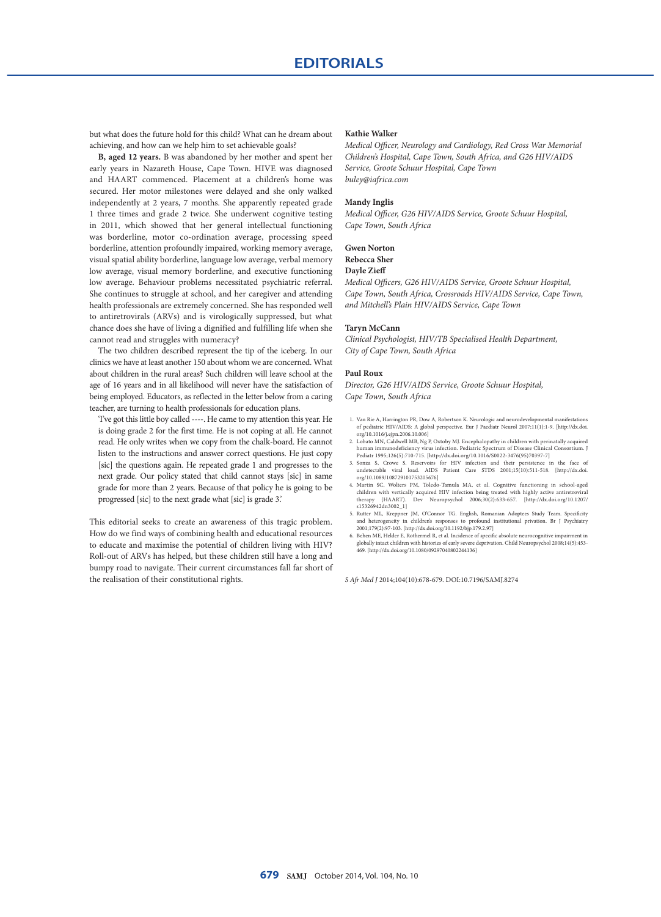but what does the future hold for this child? What can he dream about achieving, and how can we help him to set achievable goals?

**B, aged 12 years.** B was abandoned by her mother and spent her early years in Nazareth House, Cape Town. HIVE was diagnosed and HAART commenced. Placement at a children's home was secured. Her motor milestones were delayed and she only walked independently at 2 years, 7 months. She apparently repeated grade 1 three times and grade 2 twice. She underwent cognitive testing in 2011, which showed that her general intellectual functioning was borderline, motor co-ordination average, processing speed borderline, attention profoundly impaired, working memory average, visual spatial ability borderline, language low average, verbal memory low average, visual memory borderline, and executive functioning low average. Behaviour problems necessitated psychiatric referral. She continues to struggle at school, and her caregiver and attending health professionals are extremely concerned. She has responded well to antiretrovirals (ARVs) and is virologically suppressed, but what chance does she have of living a dignified and fulfilling life when she cannot read and struggles with numeracy?

The two children described represent the tip of the iceberg. In our clinics we have at least another 150 about whom we are concerned. What about children in the rural areas? Such children will leave school at the age of 16 years and in all likelihood will never have the satisfaction of being employed. Educators, as reflected in the letter below from a caring teacher, are turning to health professionals for education plans.

> 'I've got this little boy called ----. He came to my attention this year. He is doing grade 2 for the first time. He is not coping at all. He cannot read. He only writes when we copy from the chalk-board. He cannot listen to the instructions and answer correct questions. He just copy [sic] the questions again. He repeated grade 1 and progresses to the next grade. Our policy stated that child cannot stays [sic] in same grade for more than 2 years. Because of that policy he is going to be progressed [sic] to the next grade what [sic] is grade 3.'

This editorial seeks to create an awareness of this tragic problem. How do we find ways of combining health and educational resources to educate and maximise the potential of children living with HIV? Roll-out of ARVs has helped, but these children still have a long and bumpy road to navigate. Their current circumstances fall far short of the realisation of their constitutional rights.

**Kathie Walker**
*Medical Officer, Neurology and Cardiology, Red Cross War Memorial Children's Hospital, Cape Town, South Africa, and G26 HIV/AIDS Service, Groote Schuur Hospital, Cape Town*
*buley@iafrica.com*

**Mandy Inglis**
*Medical Officer, G26 HIV/AIDS Service, Groote Schuur Hospital, Cape Town, South Africa*

**Gwen Norton**
**Rebecca Sher**
**Dayle Zieff**
*Medical Officers, G26 HIV/AIDS Service, Groote Schuur Hospital, Cape Town, South Africa, Crossroads HIV/AIDS Service, Cape Town, and Mitchell's Plain HIV/AIDS Service, Cape Town*

**Taryn McCann**
*Clinical Psychologist, HIV/TB Specialised Health Department, City of Cape Town, South Africa*

**Paul Roux**
*Director, G26 HIV/AIDS Service, Groote Schuur Hospital, Cape Town, South Africa*

1. Van Rie A, Harrington PR, Dow A, Robertson K. Neurologic and neurodevelopmental manifestations of pediatric HIV/AIDS: A global perspective. Eur J Paediatr Neurol 2007;11(1):1-9. [http://dx.doi.org/10.1016/j.ejpn.2006.10.006]
2. Lobato MN, Caldwell MB, Ng P, Oxtoby MJ. Encephalopathy in children with perinatally acquired human immunodeficiency virus infection. Pediatric Spectrum of Disease Clinical Consortium. J Pediatr 1995;126(5):710-715. [http://dx.doi.org/10.1016/S0022-3476(95)70397-7]
3. Sonza S, Crowe S. Reservoirs for HIV infection and their persistence in the face of undetectable viral load. AIDS Patient Care STDS 2001;15(10):511-518. [http://dx.doi.org/10.1089/108729101753205676]
4. Martin SC, Wolters PM, Toledo-Tamula MA, et al. Cognitive functioning in school-aged children with vertically acquired HIV infection being treated with highly active antiretroviral therapy (HAART). Dev Neuropsychol 2006;30(2):633-657. [http://dx.doi.org/10.1207/s15326942dn3002_1]
5. Rutter ML, Kreppner JM, O'Connor TG. English, Romanian Adoptees Study Team. Specificity and heterogeneity in children's responses to profound institutional privation. Br J Psychiatry 2001;179(2):97-103. [http://dx.doi.org/10.1192/bjp.179.2.97]
6. Behen ME, Helder E, Rothermel R, et al. Incidence of specific absolute neurocognitive impairment in globally intact children with histories of early severe deprivation. Child Neuropsychol 2008;14(5):453-469. [http://dx.doi.org/10.1080/09297040802244136]

*S Afr Med J* 2014;104(10):678-679. DOI:10.7196/SAMJ.8274